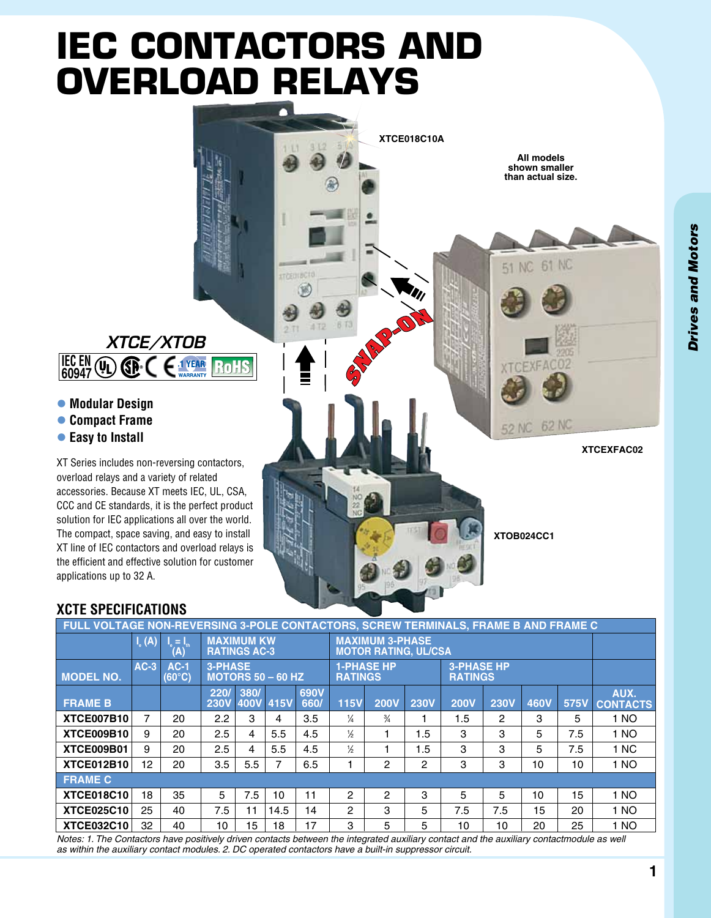# IEC CONTACTORS AND OVERLOAD RELAYS

XTCE018C10A

All models shown smaller than actual size.

XTCEXFAC02

XTOB024CC1

SNAP-ON

## XTCE/XTOB

IEC EN 60947

- Modular Design
- Compact Frame
- Easy to Install

XT Series includes non-reversing contactors, overload relays and a variety of related accessories. Because XT meets IEC, UL, CSA, CCC and CE standards, it is the perfect product solution for IEC applications all over the world. The compact, space saving, and easy to install XT line of IEC contactors and overload relays is the efficient and effective solution for customer applications up to 32 A.

## XCTE SPECIFICATIONS

| FULL VOLTAGE NON-REVERSING 3-POLE CONTACTORS, SCREW TERMINALS, FRAME B AND FRAME C | | | | | | | | | | | | | |
|---|---|---|---|---|---|---|---|---|---|---|---|---|---|
| | $I_e$ (A) | $I_e = I_{th}$ (A) | MAXIMUM KW RATINGS AC-3 | | | | MAXIMUM 3-PHASE MOTOR RATING, UL/CSA | | | | | | |
| MODEL NO. | AC-3 | AC-1 (60°C) | 3-PHASE MOTORS 50 – 60 HZ | | | | 1-PHASE HP RATINGS | | | 3-PHASE HP RATINGS | | | |
| FRAME B | | | 220/230V | 380/400V | 415V | 690V 660/ | 115V | 200V | 230V | 200V | 230V | 460V | 575V | AUX. CONTACTS |
| XTCE007B10 | 7 | 20 | 2.2 | 3 | 4 | 3.5 | ¼ | ¾ | 1 | 1.5 | 2 | 3 | 5 | 1 NO |
| XTCE009B10 | 9 | 20 | 2.5 | 4 | 5.5 | 4.5 | ½ | 1 | 1.5 | 3 | 3 | 5 | 7.5 | 1 NO |
| XTCE009B01 | 9 | 20 | 2.5 | 4 | 5.5 | 4.5 | ½ | 1 | 1.5 | 3 | 3 | 5 | 7.5 | 1 NC |
| XTCE012B10 | 12 | 20 | 3.5 | 5.5 | 7 | 6.5 | 1 | 2 | 2 | 3 | 3 | 10 | 10 | 1 NO |
| FRAME C | | | | | | | | | | | | | | |
| XTCE018C10 | 18 | 35 | 5 | 7.5 | 10 | 11 | 2 | 2 | 3 | 5 | 5 | 10 | 15 | 1 NO |
| XTCE025C10 | 25 | 40 | 7.5 | 11 | 14.5 | 14 | 2 | 3 | 5 | 7.5 | 7.5 | 15 | 20 | 1 NO |
| XTCE032C10 | 32 | 40 | 10 | 15 | 18 | 17 | 3 | 5 | 5 | 10 | 10 | 20 | 25 | 1 NO |

*Notes: 1. The Contactors have positively driven contacts between the integrated auxiliary contact and the auxiliary contactmodule as well as within the auxiliary contact modules. 2. DC operated contactors have a built-in suppressor circuit.*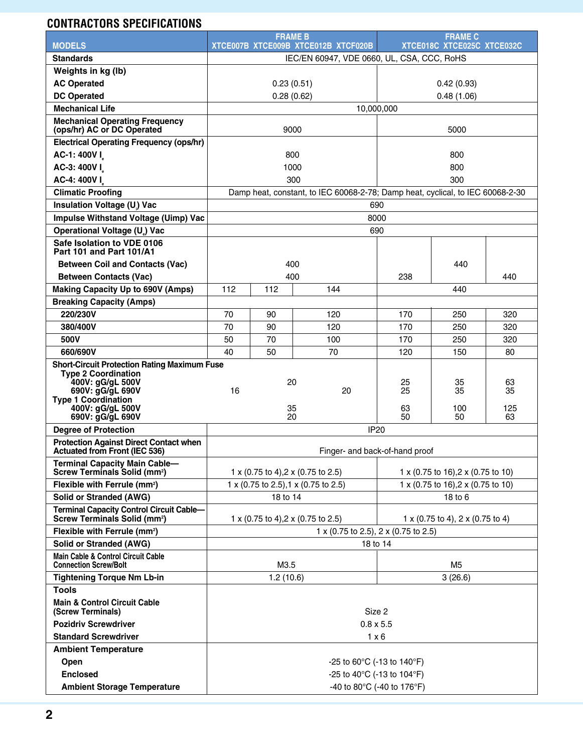## CONTRACTORS SPECIFICATIONS

| MODELS | FRAME B XTCE007B | FRAME B XTCE009B | FRAME B XTCE012B XTCF020B | FRAME C XTCE018C | FRAME C XTCE025C | FRAME C XTCE032C |
|---|---|---|---|---|---|---|
| **Standards** | IEC/EN 60947, VDE 0660, UL, CSA, CCC, RoHS | | | | | |
| **Weights in kg (lb)** | | | | | | |
| **AC Operated** | 0.23 (0.51) | | | 0.42 (0.93) | | |
| **DC Operated** | 0.28 (0.62) | | | 0.48 (1.06) | | |
| **Mechanical Life** | 10,000,000 | | | | | |
| **Mechanical Operating Frequency (ops/hr) AC or DC Operated** | 9000 | | | 5000 | | |
| **Electrical Operating Frequency (ops/hr)** | | | | | | |
| **AC-1: 400V $I_e$** | 800 | | | 800 | | |
| **AC-3: 400V $I_e$** | 1000 | | | 800 | | |
| **AC-4: 400V $I_e$** | 300 | | | 300 | | |
| **Climatic Proofing** | Damp heat, constant, to IEC 60068-2-78; Damp heat, cyclical, to IEC 60068-2-30 | | | | | |
| **Insulation Voltage ($U_i$) Vac** | 690 | | | | | |
| **Impulse Withstand Voltage (Uimp) Vac** | 8000 | | | | | |
| **Operational Voltage ($U_e$) Vac** | 690 | | | | | |
| **Safe Isolation to VDE 0106 Part 101 and Part 101/A1** | | | | | | |
| **Between Coil and Contacts (Vac)** | 400 | | | | 440 | |
| **Between Contacts (Vac)** | 400 | | | 238 | | 440 |
| **Making Capacity Up to 690V (Amps)** | 112 | 112 | 144 | 440 | | |
| **Breaking Capacity (Amps)** | | | | | | |
| **220/230V** | 70 | 90 | 120 | 170 | 250 | 320 |
| **380/400V** | 70 | 90 | 120 | 170 | 250 | 320 |
| **500V** | 50 | 70 | 100 | 170 | 250 | 320 |
| **660/690V** | 40 | 50 | 70 | 120 | 150 | 80 |
| **Short-Circuit Protection Rating Maximum Fuse** | | | | | | |
| **Type 2 Coordination** | | | | | | |
| **400V: gG/gL 500V** | 16 | 20 | 20 | 25 | 35 | 63 |
| **690V: gG/gL 690V** | 16 | 20 | 20 | 25 | 35 | 35 |
| **Type 1 Coordination** | | | | | | |
| **400V: gG/gL 500V** | 35 | | | 63 | 100 | 125 |
| **690V: gG/gL 690V** | 20 | | | 50 | 50 | 63 |
| **Degree of Protection** | IP20 | | | | | |
| **Protection Against Direct Contact when Actuated from Front (IEC 536)** | Finger- and back-of-hand proof | | | | | |
| **Terminal Capacity Main Cable—Screw Terminals Solid (mm²)** | 1 x (0.75 to 4),2 x (0.75 to 2.5) | | | 1 x (0.75 to 16),2 x (0.75 to 10) | | |
| **Flexible with Ferrule (mm²)** | 1 x (0.75 to 2.5),1 x (0.75 to 2.5) | | | 1 x (0.75 to 16),2 x (0.75 to 10) | | |
| **Solid or Stranded (AWG)** | 18 to 14 | | | 18 to 6 | | |
| **Terminal Capacity Control Circuit Cable—Screw Terminals Solid (mm²)** | 1 x (0.75 to 4),2 x (0.75 to 2.5) | | | 1 x (0.75 to 4), 2 x (0.75 to 4) | | |
| **Flexible with Ferrule (mm²)** | 1 x (0.75 to 2.5), 2 x (0.75 to 2.5) | | | | | |
| **Solid or Stranded (AWG)** | 18 to 14 | | | | | |
| **Main Cable & Control Circuit Cable Connection Screw/Bolt** | M3.5 | | | M5 | | |
| **Tightening Torque Nm Lb-in** | 1.2 (10.6) | | | 3 (26.6) | | |
| **Tools** | | | | | | |
| **Main & Control Circuit Cable (Screw Terminals)** | Size 2 | | | | | |
| **Pozidriv Screwdriver** | 0.8 x 5.5 | | | | | |
| **Standard Screwdriver** | 1 x 6 | | | | | |
| **Ambient Temperature** | | | | | | |
| **Open** | -25 to 60°C (-13 to 140°F) | | | | | |
| **Enclosed** | -25 to 40°C (-13 to 104°F) | | | | | |
| **Ambient Storage Temperature** | -40 to 80°C (-40 to 176°F) | | | | | |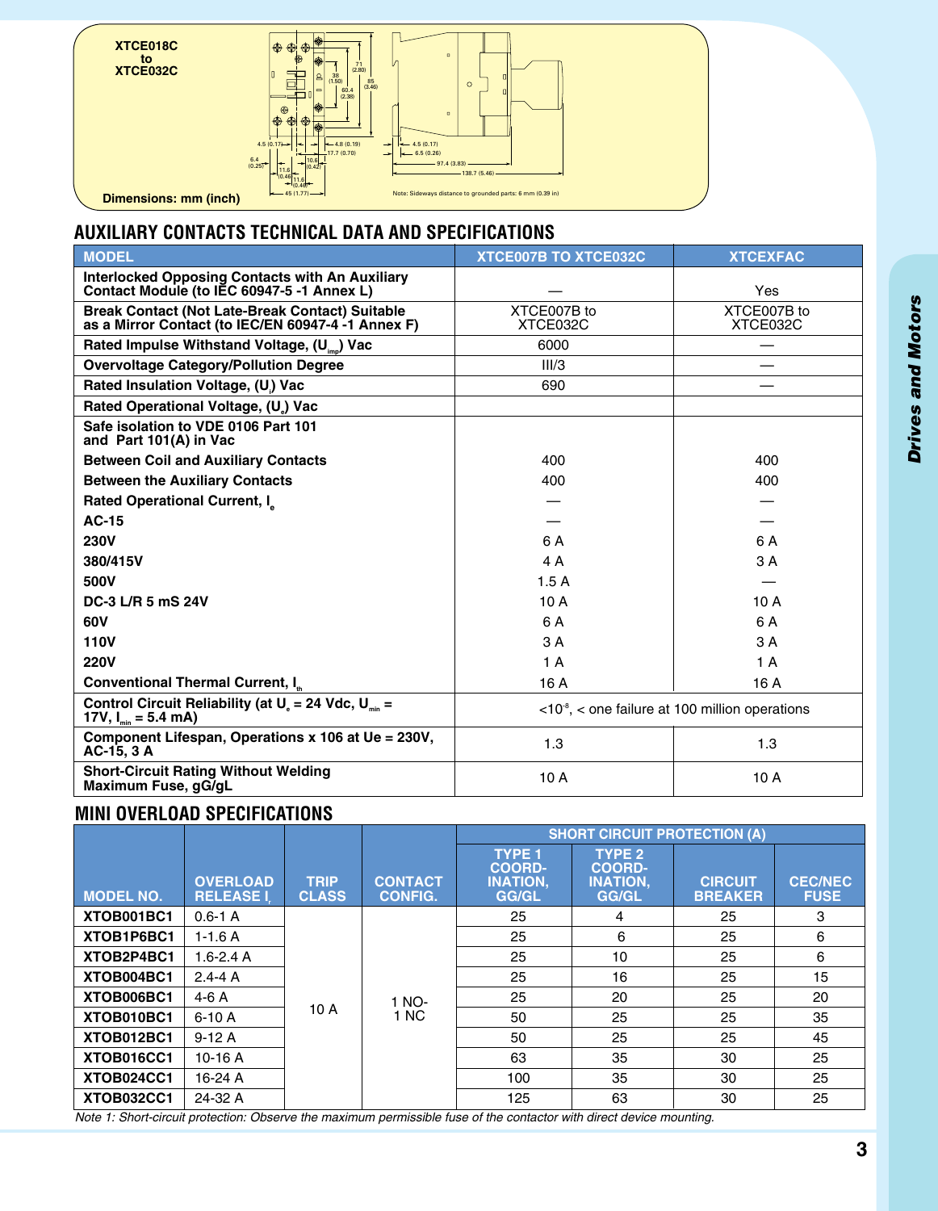**XTCE018C to XTCE032C**

Dimensions: mm (inch)

Note: Sideways distance to grounded parts: 6 mm (0.39 in)

## AUXILIARY CONTACTS TECHNICAL DATA AND SPECIFICATIONS

| MODEL | XTCE007B TO XTCE032C | XTCEXFAC |
|---|---|---|
| Interlocked Opposing Contacts with An Auxiliary Contact Module (to IEC 60947-5 -1 Annex L) | — | Yes |
| Break Contact (Not Late-Break Contact) Suitable as a Mirror Contact (to IEC/EN 60947-4 -1 Annex F) | XTCE007B to XTCE032C | XTCE007B to XTCE032C |
| Rated Impulse Withstand Voltage, ($U_{imp}$) Vac | 6000 | — |
| Overvoltage Category/Pollution Degree | III/3 | — |
| Rated Insulation Voltage, ($U_i$) Vac | 690 | — |
| Rated Operational Voltage, ($U_e$) Vac | | |
| Safe isolation to VDE 0106 Part 101 and Part 101(A) in Vac | | |
| Between Coil and Auxiliary Contacts | 400 | 400 |
| Between the Auxiliary Contacts | 400 | 400 |
| Rated Operational Current, $I_e$ | — | — |
| AC-15 | — | — |
| 230V | 6 A | 6 A |
| 380/415V | 4 A | 3 A |
| 500V | 1.5 A | — |
| DC-3 L/R 5 mS 24V | 10 A | 10 A |
| 60V | 6 A | 6 A |
| 110V | 3 A | 3 A |
| 220V | 1 A | 1 A |
| Conventional Thermal Current, $I_{th}$ | 16 A | 16 A |
| Control Circuit Reliability (at $U_e$ = 24 Vdc, $U_{min}$ = 17V, $I_{min}$ = 5.4 mA) | $<10^{-8}$, < one failure at 100 million operations | |
| Component Lifespan, Operations x 106 at Ue = 230V, AC-15, 3 A | 1.3 | 1.3 |
| Short-Circuit Rating Without Welding Maximum Fuse, gG/gL | 10 A | 10 A |

## MINI OVERLOAD SPECIFICATIONS

| MODEL NO. | OVERLOAD RELEASE $I_r$ | TRIP CLASS | CONTACT CONFIG. | SHORT CIRCUIT PROTECTION (A) | | | |
|---|---|---|---|---|---|---|---|
| | | | | TYPE 1 COORD-INATION, GG/GL | TYPE 2 COORD-INATION, GG/GL | CIRCUIT BREAKER | CEC/NEC FUSE |
| XTOB001BC1 | 0.6-1 A | 10 A | 1 NO-1 NC | 25 | 4 | 25 | 3 |
| XTOB1P6BC1 | 1-1.6 A | | | 25 | 6 | 25 | 6 |
| XTOB2P4BC1 | 1.6-2.4 A | | | 25 | 10 | 25 | 6 |
| XTOB004BC1 | 2.4-4 A | | | 25 | 16 | 25 | 15 |
| XTOB006BC1 | 4-6 A | | | 25 | 20 | 25 | 20 |
| XTOB010BC1 | 6-10 A | | | 50 | 25 | 25 | 35 |
| XTOB012BC1 | 9-12 A | | | 50 | 25 | 25 | 45 |
| XTOB016CC1 | 10-16 A | | | 63 | 35 | 30 | 25 |
| XTOB024CC1 | 16-24 A | | | 100 | 35 | 30 | 25 |
| XTOB032CC1 | 24-32 A | | | 125 | 63 | 30 | 25 |

*Note 1: Short-circuit protection: Observe the maximum permissible fuse of the contactor with direct device mounting.*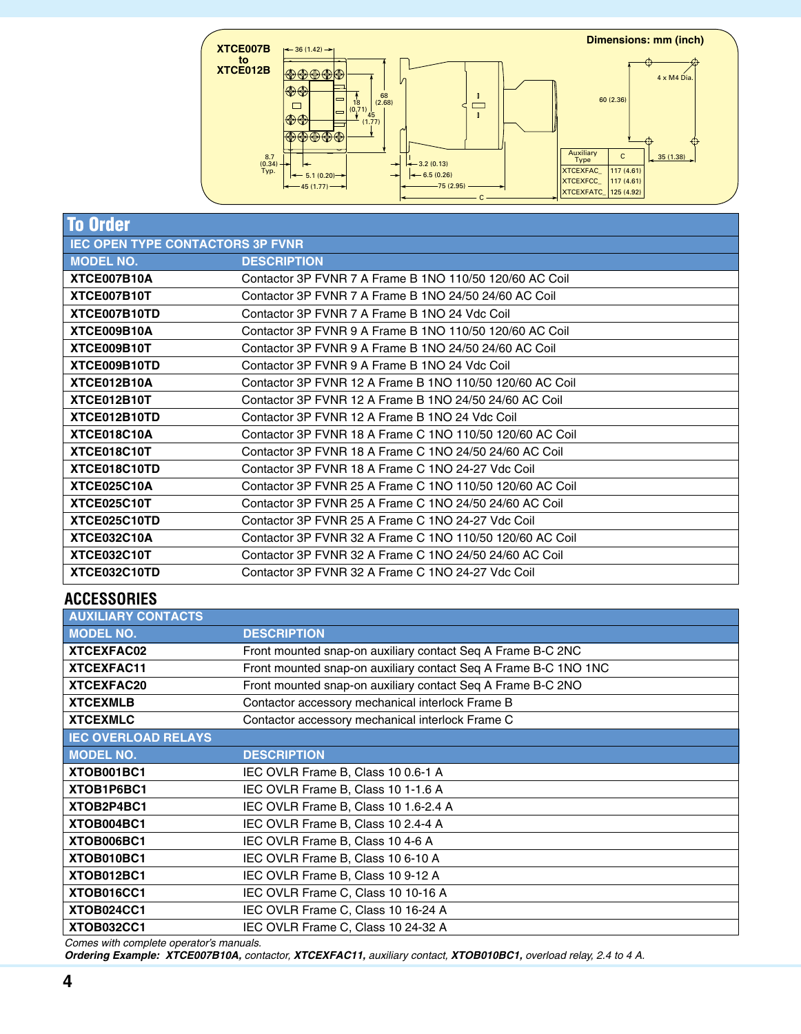XTCE007B to XTCE012B

Dimensions: mm (inch)

36 (1.42)
68 (2.68)
18 (0.71)
45 (1.77)
8.7 (0.34) Typ.
5.1 (0.20)
45 (1.77)
3.2 (0.13)
6.5 (0.26)
75 (2.95)
C
60 (2.36)
4 x M4 Dia.
35 (1.38)

| Auxiliary Type | C |
|---|---|
| XTCEXFAC_ | 117 (4.61) |
| XTCEXFCC_ | 117 (4.61) |
| XTCEXFATC_ | 125 (4.92) |

## To Order

### IEC OPEN TYPE CONTACTORS 3P FVNR

| MODEL NO. | DESCRIPTION |
|---|---|
| **XTCE007B10A** | Contactor 3P FVNR 7 A Frame B 1NO 110/50 120/60 AC Coil |
| **XTCE007B10T** | Contactor 3P FVNR 7 A Frame B 1NO 24/50 24/60 AC Coil |
| **XTCE007B10TD** | Contactor 3P FVNR 7 A Frame B 1NO 24 Vdc Coil |
| **XTCE009B10A** | Contactor 3P FVNR 9 A Frame B 1NO 110/50 120/60 AC Coil |
| **XTCE009B10T** | Contactor 3P FVNR 9 A Frame B 1NO 24/50 24/60 AC Coil |
| **XTCE009B10TD** | Contactor 3P FVNR 9 A Frame B 1NO 24 Vdc Coil |
| **XTCE012B10A** | Contactor 3P FVNR 12 A Frame B 1NO 110/50 120/60 AC Coil |
| **XTCE012B10T** | Contactor 3P FVNR 12 A Frame B 1NO 24/50 24/60 AC Coil |
| **XTCE012B10TD** | Contactor 3P FVNR 12 A Frame B 1NO 24 Vdc Coil |
| **XTCE018C10A** | Contactor 3P FVNR 18 A Frame C 1NO 110/50 120/60 AC Coil |
| **XTCE018C10T** | Contactor 3P FVNR 18 A Frame C 1NO 24/50 24/60 AC Coil |
| **XTCE018C10TD** | Contactor 3P FVNR 18 A Frame C 1NO 24-27 Vdc Coil |
| **XTCE025C10A** | Contactor 3P FVNR 25 A Frame C 1NO 110/50 120/60 AC Coil |
| **XTCE025C10T** | Contactor 3P FVNR 25 A Frame C 1NO 24/50 24/60 AC Coil |
| **XTCE025C10TD** | Contactor 3P FVNR 25 A Frame C 1NO 24-27 Vdc Coil |
| **XTCE032C10A** | Contactor 3P FVNR 32 A Frame C 1NO 110/50 120/60 AC Coil |
| **XTCE032C10T** | Contactor 3P FVNR 32 A Frame C 1NO 24/50 24/60 AC Coil |
| **XTCE032C10TD** | Contactor 3P FVNR 32 A Frame C 1NO 24-27 Vdc Coil |

## ACCESSORIES

### AUXILIARY CONTACTS

| MODEL NO. | DESCRIPTION |
|---|---|
| **XTCEXFAC02** | Front mounted snap-on auxiliary contact Seq A Frame B-C 2NC |
| **XTCEXFAC11** | Front mounted snap-on auxiliary contact Seq A Frame B-C 1NO 1NC |
| **XTCEXFAC20** | Front mounted snap-on auxiliary contact Seq A Frame B-C 2NO |
| **XTCEXMLB** | Contactor accessory mechanical interlock Frame B |
| **XTCEXMLC** | Contactor accessory mechanical interlock Frame C |

### IEC OVERLOAD RELAYS

| MODEL NO. | DESCRIPTION |
|---|---|
| **XTOB001BC1** | IEC OVLR Frame B, Class 10 0.6-1 A |
| **XTOB1P6BC1** | IEC OVLR Frame B, Class 10 1-1.6 A |
| **XTOB2P4BC1** | IEC OVLR Frame B, Class 10 1.6-2.4 A |
| **XTOB004BC1** | IEC OVLR Frame B, Class 10 2.4-4 A |
| **XTOB006BC1** | IEC OVLR Frame B, Class 10 4-6 A |
| **XTOB010BC1** | IEC OVLR Frame B, Class 10 6-10 A |
| **XTOB012BC1** | IEC OVLR Frame B, Class 10 9-12 A |
| **XTOB016CC1** | IEC OVLR Frame C, Class 10 10-16 A |
| **XTOB024CC1** | IEC OVLR Frame C, Class 10 16-24 A |
| **XTOB032CC1** | IEC OVLR Frame C, Class 10 24-32 A |

*Comes with complete operator's manuals.*

***Ordering Example:** **XTCE007B10A**, contactor, **XTCEXFAC11**, auxiliary contact, **XTOB010BC1**, overload relay, 2.4 to 4 A.*